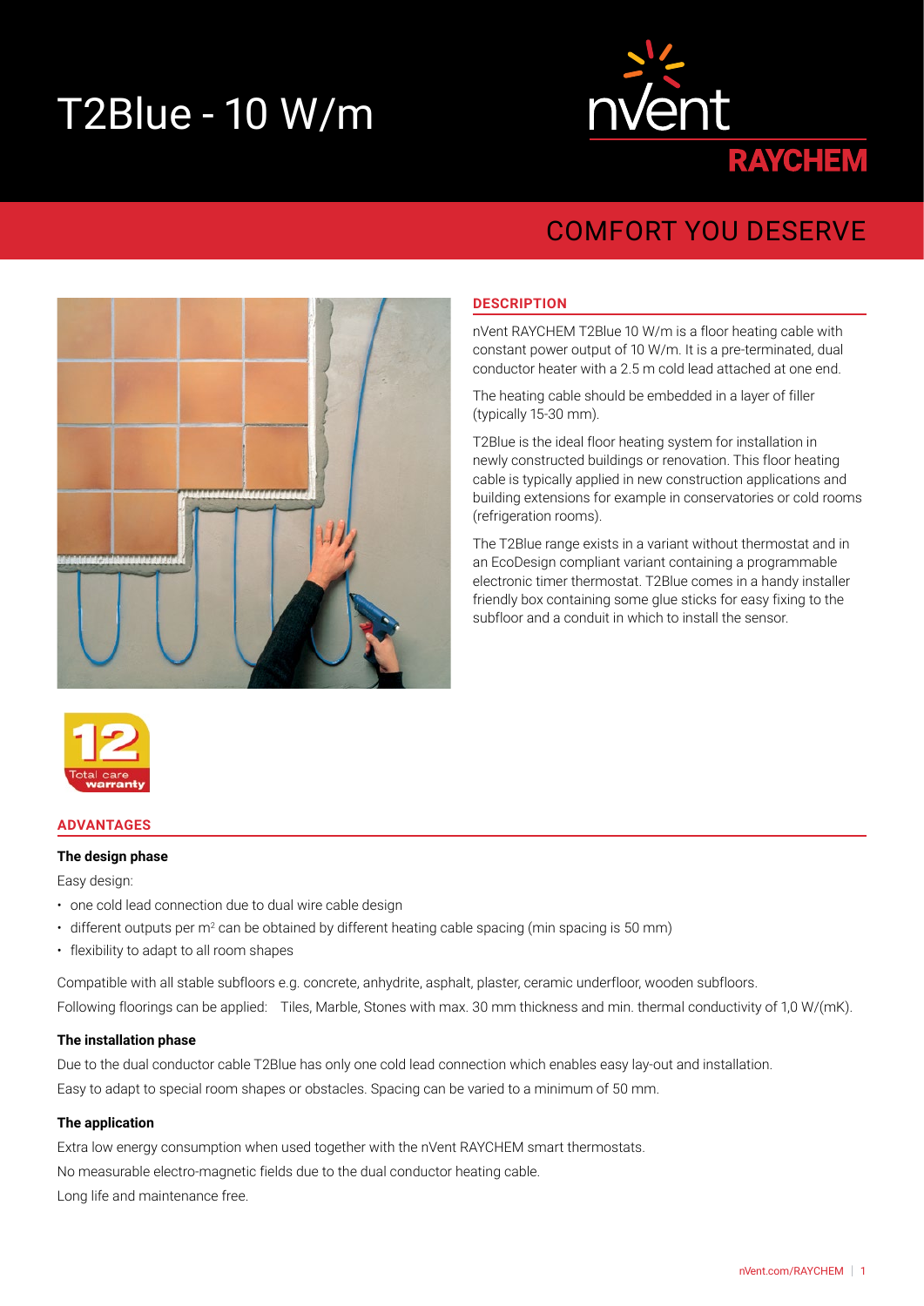# T2Blue - 10 W/m

## COMFORT YOU DESERVE

## DESCRIPTION

nVent RAYCHEM T2Blue 10 W/m is a floor heating cable with constant power output of 10 W/m. It is a pre-terminated, dual conductor heater with a 2.5 m cold lead attached at one end.

The heating cable should be embedded in a layer of filler (typically 15-30 mm).

T2Blue is the ideal floor heating system for installation in newly constructed buildings or renovation. This floor heating cable is typically applied in new construction applications and building extensions for example in conservatories or cold rooms (refrigeration rooms).

The T2Blue range exists in a variant without thermostat and in an EcoDesign compliant variant containing a programmable electronic timer thermostat. T2Blue comes in a handy installer friendly box containing some glue sticks for easy fixing to the subfloor and a conduit in which to install the sensor.

12 Total care warranty

## ADVANTAGES

### The design phase

Easy design:

- one cold lead connection due to dual wire cable design
- different outputs per m² can be obtained by different heating cable spacing (min spacing is 50 mm)
- flexibility to adapt to all room shapes

Compatible with all stable subfloors e.g. concrete, anhydrite, asphalt, plaster, ceramic underfloor, wooden subfloors.

Following floorings can be applied: Tiles, Marble, Stones with max. 30 mm thickness and min. thermal conductivity of 1,0 W/(mK).

### The installation phase

Due to the dual conductor cable T2Blue has only one cold lead connection which enables easy lay-out and installation.

Easy to adapt to special room shapes or obstacles. Spacing can be varied to a minimum of 50 mm.

### The application

Extra low energy consumption when used together with the nVent RAYCHEM smart thermostats.

No measurable electro-magnetic fields due to the dual conductor heating cable.

Long life and maintenance free.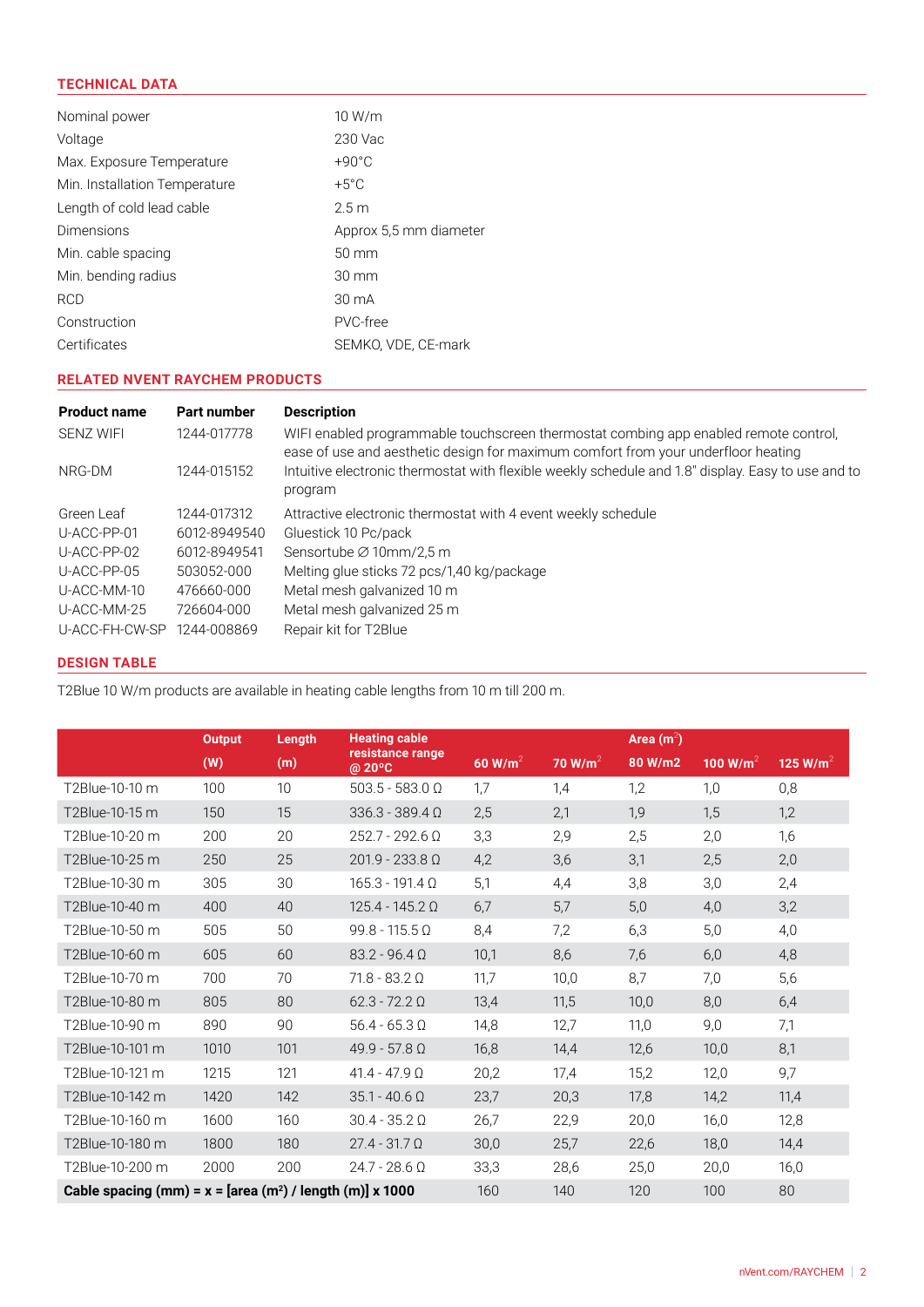## TECHNICAL DATA

| | |
|---|---|
| Nominal power | 10 W/m |
| Voltage | 230 Vac |
| Max. Exposure Temperature | +90°C |
| Min. Installation Temperature | +5°C |
| Length of cold lead cable | 2.5 m |
| Dimensions | Approx 5,5 mm diameter |
| Min. cable spacing | 50 mm |
| Min. bending radius | 30 mm |
| RCD | 30 mA |
| Construction | PVC-free |
| Certificates | SEMKO, VDE, CE-mark |

## RELATED NVENT RAYCHEM PRODUCTS

| Product name | Part number | Description |
|---|---|---|
| SENZ WIFI | 1244-017778 | WIFI enabled programmable touchscreen thermostat combing app enabled remote control, ease of use and aesthetic design for maximum comfort from your underfloor heating |
| NRG-DM | 1244-015152 | Intuitive electronic thermostat with flexible weekly schedule and 1.8" display. Easy to use and to program |
| Green Leaf | 1244-017312 | Attractive electronic thermostat with 4 event weekly schedule |
| U-ACC-PP-01 | 6012-8949540 | Gluestick 10 Pc/pack |
| U-ACC-PP-02 | 6012-8949541 | Sensortube ∅ 10mm/2,5 m |
| U-ACC-PP-05 | 503052-000 | Melting glue sticks 72 pcs/1,40 kg/package |
| U-ACC-MM-10 | 476660-000 | Metal mesh galvanized 10 m |
| U-ACC-MM-25 | 726604-000 | Metal mesh galvanized 25 m |
| U-ACC-FH-CW-SP | 1244-008869 | Repair kit for T2Blue |

## DESIGN TABLE

T2Blue 10 W/m products are available in heating cable lengths from 10 m till 200 m.

| | Output | Length | Heating cable | | | Area (m²) | | |
|---|---|---|---|---|---|---|---|---|
| | (W) | (m) | resistance range @ 20°C | 60 W/m² | 70 W/m² | 80 W/m2 | 100 W/m² | 125 W/m² |
| T2Blue-10-10 m | 100 | 10 | 503.5 - 583.0 Ω | 1,7 | 1,4 | 1,2 | 1,0 | 0,8 |
| T2Blue-10-15 m | 150 | 15 | 336.3 - 389.4 Ω | 2,5 | 2,1 | 1,9 | 1,5 | 1,2 |
| T2Blue-10-20 m | 200 | 20 | 252.7 - 292.6 Ω | 3,3 | 2,9 | 2,5 | 2,0 | 1,6 |
| T2Blue-10-25 m | 250 | 25 | 201.9 - 233.8 Ω | 4,2 | 3,6 | 3,1 | 2,5 | 2,0 |
| T2Blue-10-30 m | 305 | 30 | 165.3 - 191.4 Ω | 5,1 | 4,4 | 3,8 | 3,0 | 2,4 |
| T2Blue-10-40 m | 400 | 40 | 125.4 - 145.2 Ω | 6,7 | 5,7 | 5,0 | 4,0 | 3,2 |
| T2Blue-10-50 m | 505 | 50 | 99.8 - 115.5 Ω | 8,4 | 7,2 | 6,3 | 5,0 | 4,0 |
| T2Blue-10-60 m | 605 | 60 | 83.2 - 96.4 Ω | 10,1 | 8,6 | 7,6 | 6,0 | 4,8 |
| T2Blue-10-70 m | 700 | 70 | 71.8 - 83.2 Ω | 11,7 | 10,0 | 8,7 | 7,0 | 5,6 |
| T2Blue-10-80 m | 805 | 80 | 62.3 - 72.2 Ω | 13,4 | 11,5 | 10,0 | 8,0 | 6,4 |
| T2Blue-10-90 m | 890 | 90 | 56.4 - 65.3 Ω | 14,8 | 12,7 | 11,0 | 9,0 | 7,1 |
| T2Blue-10-101 m | 1010 | 101 | 49.9 - 57.8 Ω | 16,8 | 14,4 | 12,6 | 10,0 | 8,1 |
| T2Blue-10-121 m | 1215 | 121 | 41.4 - 47.9 Ω | 20,2 | 17,4 | 15,2 | 12,0 | 9,7 |
| T2Blue-10-142 m | 1420 | 142 | 35.1 - 40.6 Ω | 23,7 | 20,3 | 17,8 | 14,2 | 11,4 |
| T2Blue-10-160 m | 1600 | 160 | 30.4 - 35.2 Ω | 26,7 | 22,9 | 20,0 | 16,0 | 12,8 |
| T2Blue-10-180 m | 1800 | 180 | 27.4 - 31.7 Ω | 30,0 | 25,7 | 22,6 | 18,0 | 14,4 |
| T2Blue-10-200 m | 2000 | 200 | 24.7 - 28.6 Ω | 33,3 | 28,6 | 25,0 | 20,0 | 16,0 |
| **Cable spacing (mm) = x = [area (m²) / length (m)] x 1000** | | | | 160 | 140 | 120 | 100 | 80 |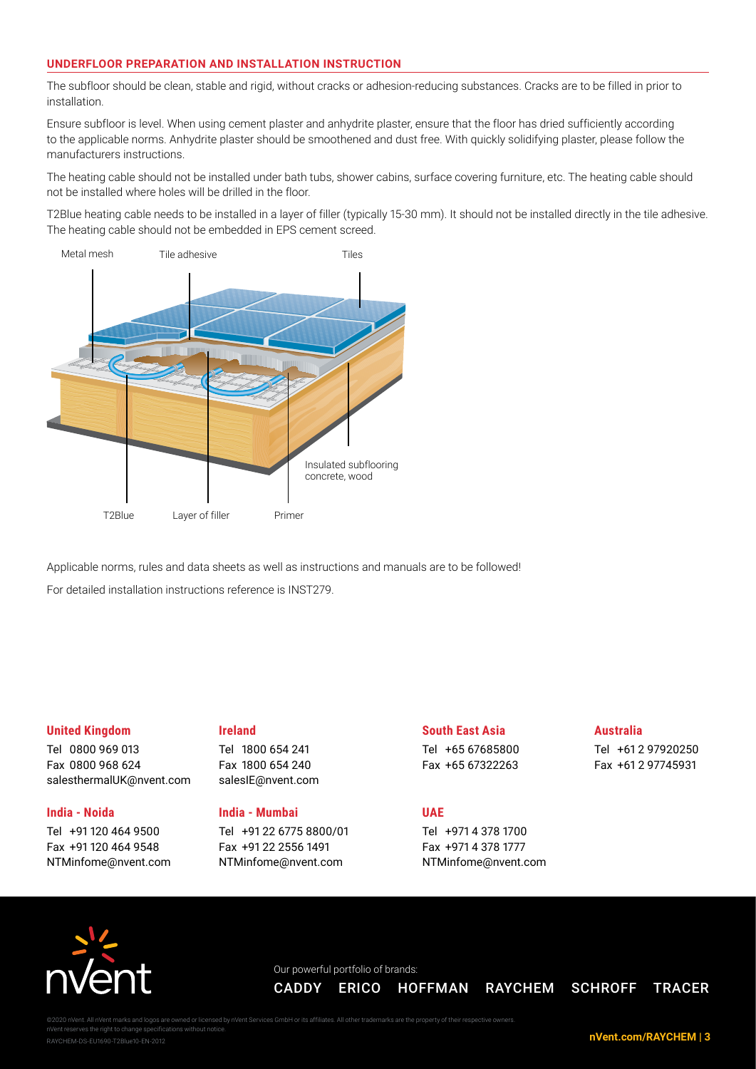## UNDERFLOOR PREPARATION AND INSTALLATION INSTRUCTION

The subfloor should be clean, stable and rigid, without cracks or adhesion-reducing substances. Cracks are to be filled in prior to installation.

Ensure subfloor is level. When using cement plaster and anhydrite plaster, ensure that the floor has dried sufficiently according to the applicable norms. Anhydrite plaster should be smoothened and dust free. With quickly solidifying plaster, please follow the manufacturers instructions.

The heating cable should not be installed under bath tubs, shower cabins, surface covering furniture, etc. The heating cable should not be installed where holes will be drilled in the floor.

T2Blue heating cable needs to be installed in a layer of filler (typically 15-30 mm). It should not be installed directly in the tile adhesive. The heating cable should not be embedded in EPS cement screed.

Metal mesh
Tile adhesive
Tiles
Insulated subflooring concrete, wood
T2Blue
Layer of filler
Primer

Applicable norms, rules and data sheets as well as instructions and manuals are to be followed!

For detailed installation instructions reference is INST279.

**United Kingdom**
Tel 0800 969 013
Fax 0800 968 624
salesthermalUK@nvent.com

**Ireland**
Tel 1800 654 241
Fax 1800 654 240
salesIE@nvent.com

**South East Asia**
Tel +65 67685800
Fax +65 67322263

**Australia**
Tel +61 2 97920250
Fax +61 2 97745931

**India - Noida**
Tel +91 120 464 9500
Fax +91 120 464 9548
NTMinfome@nvent.com

**India - Mumbai**
Tel +91 22 6775 8800/01
Fax +91 22 2556 1491
NTMinfome@nvent.com

**UAE**
Tel +971 4 378 1700
Fax +971 4 378 1777
NTMinfome@nvent.com

Our powerful portfolio of brands:
CADDY ERICO HOFFMAN RAYCHEM SCHROFF TRACER

©2020 nVent. All nVent marks and logos are owned or licensed by nVent Services GmbH or its affiliates. All other trademarks are the property of their respective owners. nVent reserves the right to change specifications without notice.

RAYCHEM-DS-EU1690-T2Blue10-EN-2012

nVent.com/RAYCHEM